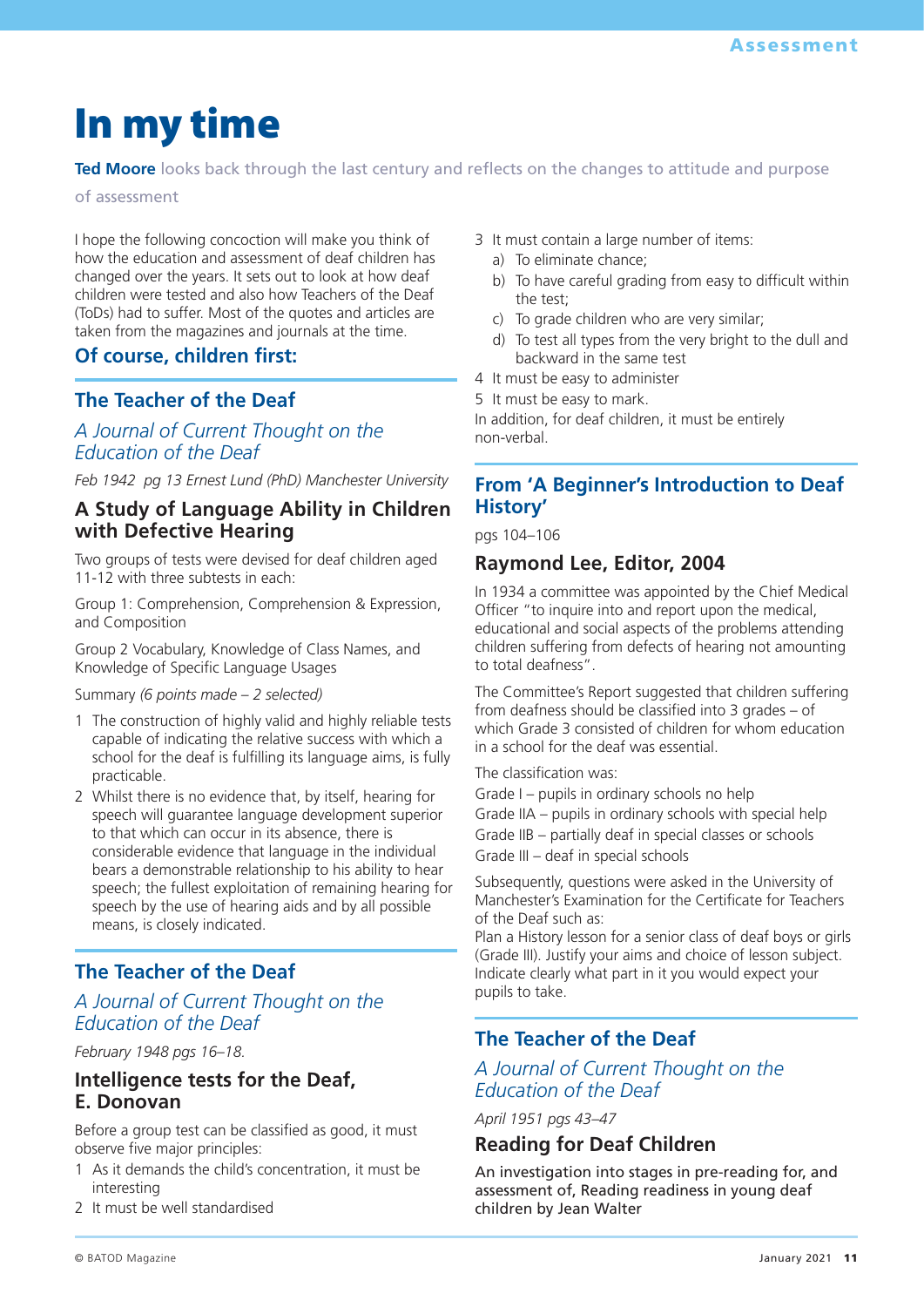# In my time

**Ted Moore** looks back through the last century and reflects on the changes to attitude and purpose of assessment

I hope the following concoction will make you think of how the education and assessment of deaf children has changed over the years. It sets out to look at how deaf children were tested and also how Teachers of the Deaf (ToDs) had to suffer. Most of the quotes and articles are taken from the magazines and journals at the time.

## Of course, children first:

## The Teacher of the Deaf

### *A Journal of Current Thought on the Education of the Deaf*

*Feb 1942 pg 13 Ernest Lund (PhD) Manchester University*

### A Study of Language Ability in Children with Defective Hearing

Two groups of tests were devised for deaf children aged 11-12 with three subtests in each:

Group 1: Comprehension, Comprehension & Expression, and Composition

Group 2 Vocabulary, Knowledge of Class Names, and Knowledge of Specific Language Usages

Summary *(6 points made – 2 selected)*

1. The construction of highly valid and highly reliable tests capable of indicating the relative success with which a school for the deaf is fulfilling its language aims, is fully practicable.
2. Whilst there is no evidence that, by itself, hearing for speech will guarantee language development superior to that which can occur in its absence, there is considerable evidence that language in the individual bears a demonstrable relationship to his ability to hear speech; the fullest exploitation of remaining hearing for speech by the use of hearing aids and by all possible means, is closely indicated.

## The Teacher of the Deaf

### *A Journal of Current Thought on the Education of the Deaf*

*February 1948 pgs 16–18.*

### Intelligence tests for the Deaf, E. Donovan

Before a group test can be classified as good, it must observe five major principles:

1. As it demands the child's concentration, it must be interesting
2. It must be well standardised
3. It must contain a large number of items:
   a) To eliminate chance;
   b) To have careful grading from easy to difficult within the test;
   c) To grade children who are very similar;
   d) To test all types from the very bright to the dull and backward in the same test
4. It must be easy to administer
5. It must be easy to mark.

In addition, for deaf children, it must be entirely non-verbal.

## From 'A Beginner's Introduction to Deaf History'

pgs 104–106

### Raymond Lee, Editor, 2004

In 1934 a committee was appointed by the Chief Medical Officer "to inquire into and report upon the medical, educational and social aspects of the problems attending children suffering from defects of hearing not amounting to total deafness".

The Committee's Report suggested that children suffering from deafness should be classified into 3 grades – of which Grade 3 consisted of children for whom education in a school for the deaf was essential.

The classification was:

Grade I – pupils in ordinary schools no help
Grade IIA – pupils in ordinary schools with special help
Grade IIB – partially deaf in special classes or schools
Grade III – deaf in special schools

Subsequently, questions were asked in the University of Manchester's Examination for the Certificate for Teachers of the Deaf such as:
Plan a History lesson for a senior class of deaf boys or girls (Grade III). Justify your aims and choice of lesson subject. Indicate clearly what part in it you would expect your pupils to take.

## The Teacher of the Deaf

### *A Journal of Current Thought on the Education of the Deaf*

*April 1951 pgs 43–47*

### Reading for Deaf Children

An investigation into stages in pre-reading for, and assessment of, Reading readiness in young deaf children by Jean Walter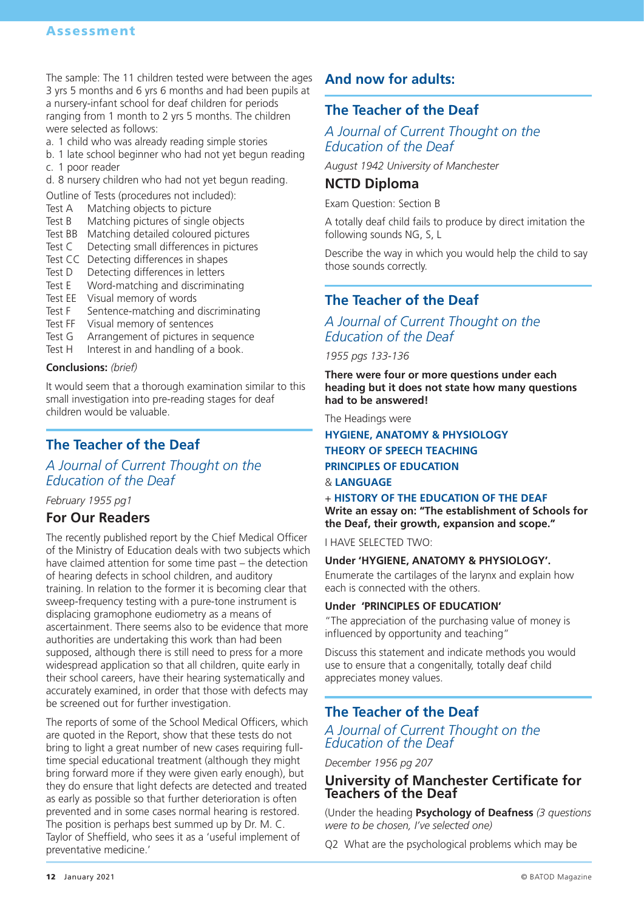The sample: The 11 children tested were between the ages 3 yrs 5 months and 6 yrs 6 months and had been pupils at a nursery-infant school for deaf children for periods ranging from 1 month to 2 yrs 5 months. The children were selected as follows:

a. 1 child who was already reading simple stories
b. 1 late school beginner who had not yet begun reading
c. 1 poor reader
d. 8 nursery children who had not yet begun reading.

Outline of Tests (procedures not included):

- Test A Matching objects to picture
- Test B Matching pictures of single objects
- Test BB Matching detailed coloured pictures
- Test C Detecting small differences in pictures
- Test CC Detecting differences in shapes
- Test D Detecting differences in letters
- Test E Word-matching and discriminating
- Test EE Visual memory of words
- Test F Sentence-matching and discriminating
- Test FF Visual memory of sentences
- Test G Arrangement of pictures in sequence
- Test H Interest in and handling of a book.

**Conclusions:** *(brief)*

It would seem that a thorough examination similar to this small investigation into pre-reading stages for deaf children would be valuable.

## The Teacher of the Deaf

*A Journal of Current Thought on the Education of the Deaf*

*February 1955 pg1*

### For Our Readers

The recently published report by the Chief Medical Officer of the Ministry of Education deals with two subjects which have claimed attention for some time past – the detection of hearing defects in school children, and auditory training. In relation to the former it is becoming clear that sweep-frequency testing with a pure-tone instrument is displacing gramophone audiometry as a means of ascertainment. There seems also to be evidence that more authorities are undertaking this work than had been supposed, although there is still need to press for a more widespread application so that all children, quite early in their school careers, have their hearing systematically and accurately examined, in order that those with defects may be screened out for further investigation.

The reports of some of the School Medical Officers, which are quoted in the Report, show that these tests do not bring to light a great number of new cases requiring full-time special educational treatment (although they might bring forward more if they were given early enough), but they do ensure that light defects are detected and treated as early as possible so that further deterioration is often prevented and in some cases normal hearing is restored. The position is perhaps best summed up by Dr. M. C. Taylor of Sheffield, who sees it as a 'useful implement of preventative medicine.'

## And now for adults:

## The Teacher of the Deaf

*A Journal of Current Thought on the Education of the Deaf*

*August 1942 University of Manchester*

### NCTD Diploma

Exam Question: Section B

A totally deaf child fails to produce by direct imitation the following sounds NG, S, L

Describe the way in which you would help the child to say those sounds correctly.

## The Teacher of the Deaf

*A Journal of Current Thought on the Education of the Deaf*

*1955 pgs 133-136*

**There were four or more questions under each heading but it does not state how many questions had to be answered!**

The Headings were

**HYGIENE, ANATOMY & PHYSIOLOGY**
**THEORY OF SPEECH TEACHING**
**PRINCIPLES OF EDUCATION**
& **LANGUAGE**

+ **HISTORY OF THE EDUCATION OF THE DEAF**
**Write an essay on: "The establishment of Schools for the Deaf, their growth, expansion and scope."**

I HAVE SELECTED TWO:

**Under 'HYGIENE, ANATOMY & PHYSIOLOGY'.**
Enumerate the cartilages of the larynx and explain how each is connected with the others.

**Under 'PRINCIPLES OF EDUCATION'**
"The appreciation of the purchasing value of money is influenced by opportunity and teaching"

Discuss this statement and indicate methods you would use to ensure that a congenitally, totally deaf child appreciates money values.

## The Teacher of the Deaf

*A Journal of Current Thought on the Education of the Deaf*

*December 1956 pg 207*

### University of Manchester Certificate for Teachers of the Deaf

(Under the heading **Psychology of Deafness** *(3 questions were to be chosen, I've selected one)*

Q2 What are the psychological problems which may be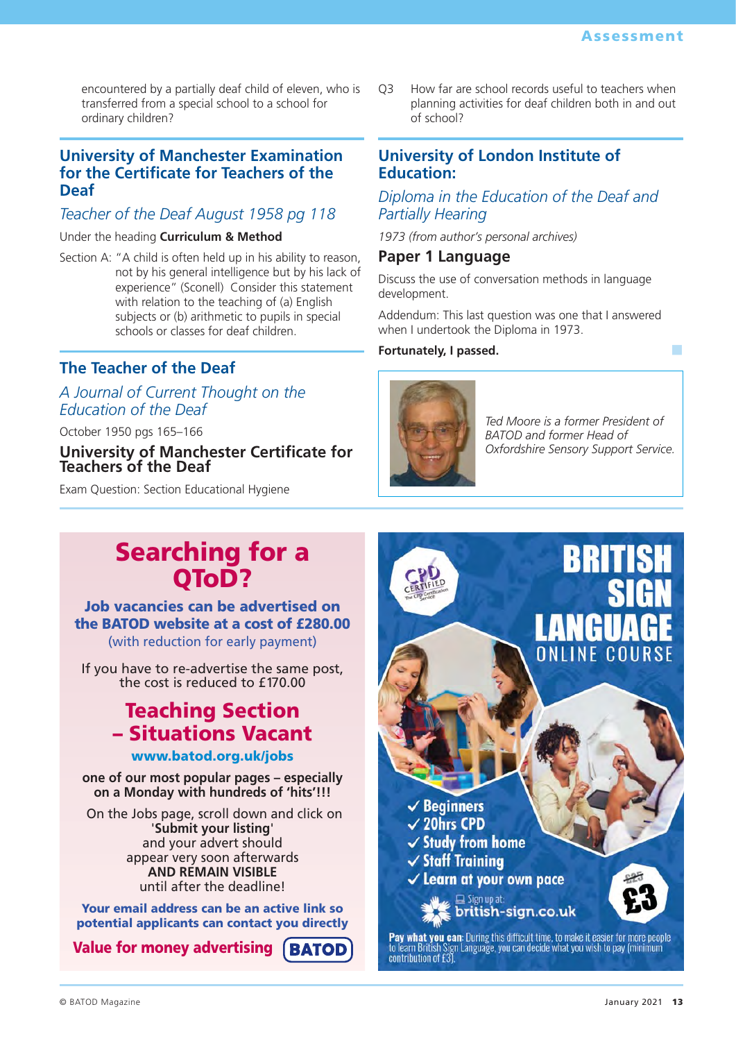encountered by a partially deaf child of eleven, who is transferred from a special school to a school for ordinary children?

## University of Manchester Examination for the Certificate for Teachers of the Deaf

*Teacher of the Deaf August 1958 pg 118*

Under the heading **Curriculum & Method**

Section A: "A child is often held up in his ability to reason, not by his general intelligence but by his lack of experience" (Sconell) Consider this statement with relation to the teaching of (a) English subjects or (b) arithmetic to pupils in special schools or classes for deaf children.

## The Teacher of the Deaf

*A Journal of Current Thought on the Education of the Deaf*

October 1950 pgs 165–166

### University of Manchester Certificate for Teachers of the Deaf

Exam Question: Section Educational Hygiene

Q3 How far are school records useful to teachers when planning activities for deaf children both in and out of school?

## University of London Institute of Education:

*Diploma in the Education of the Deaf and Partially Hearing*

*1973 (from author's personal archives)*

### Paper 1 Language

Discuss the use of conversation methods in language development.

Addendum: This last question was one that I answered when I undertook the Diploma in 1973.

**Fortunately, I passed.**

*Ted Moore is a former President of BATOD and former Head of Oxfordshire Sensory Support Service.*

## Searching for a QToD?

**Job vacancies can be advertised on the BATOD website at a cost of £280.00** (with reduction for early payment)

If you have to re-advertise the same post, the cost is reduced to £170.00

## Teaching Section – Situations Vacant

**www.batod.org.uk/jobs**

**one of our most popular pages – especially on a Monday with hundreds of 'hits'!!!**

On the Jobs page, scroll down and click on **'Submit your listing'** and your advert should appear very soon afterwards **AND REMAIN VISIBLE** until after the deadline!

**Your email address can be an active link so potential applicants can contact you directly**

**Value for money advertising** BATOD

## BRITISH SIGN LANGUAGE ONLINE COURSE

CPD CERTIFIED

- ✓ Beginners
- ✓ 20hrs CPD
- ✓ Study from home
- ✓ Staff Training
- ✓ Learn at your own pace

Sign up at: british-sign.co.uk

~~£25~~ £3

**Pay what you can:** During this difficult time, to make it easier for more people to learn British Sign Language, you can decide what you wish to pay (minimum contribution of £3).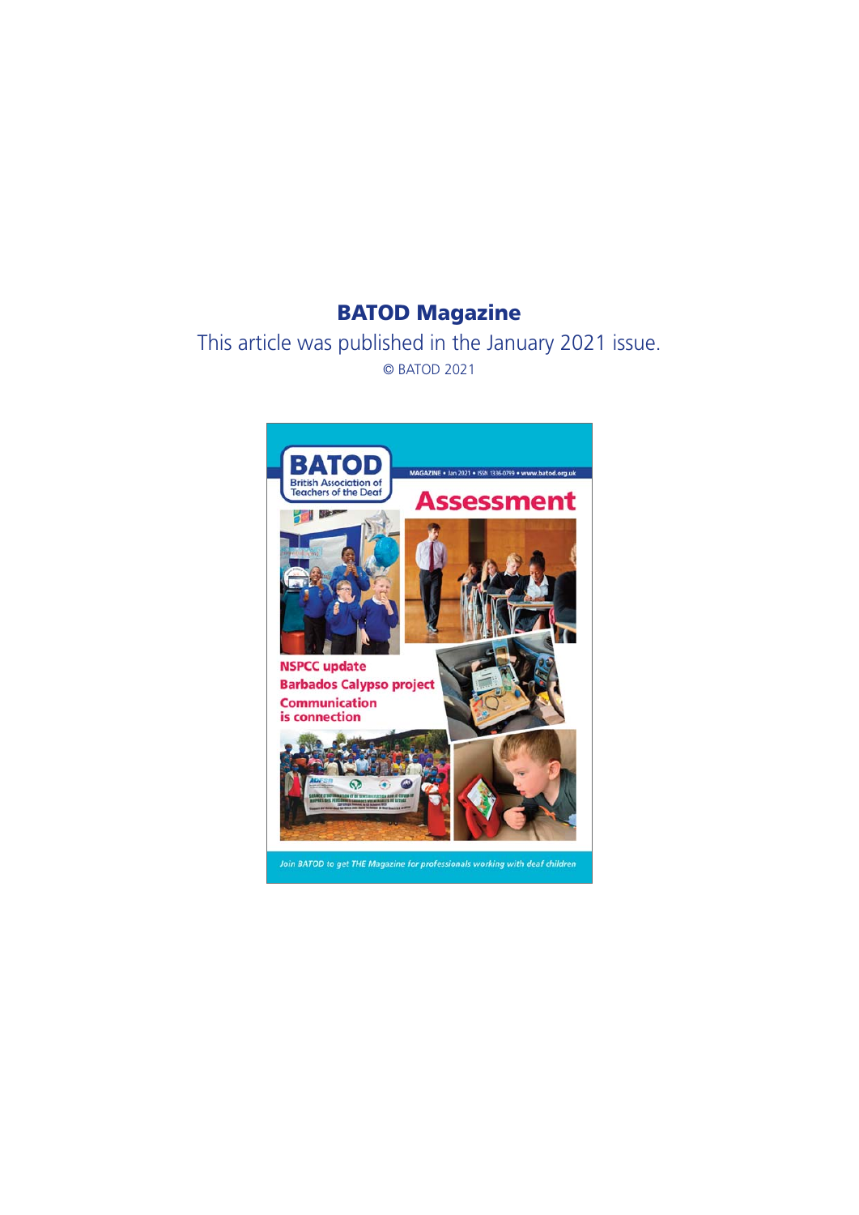# BATOD Magazine

This article was published in the January 2021 issue.

© BATOD 2021